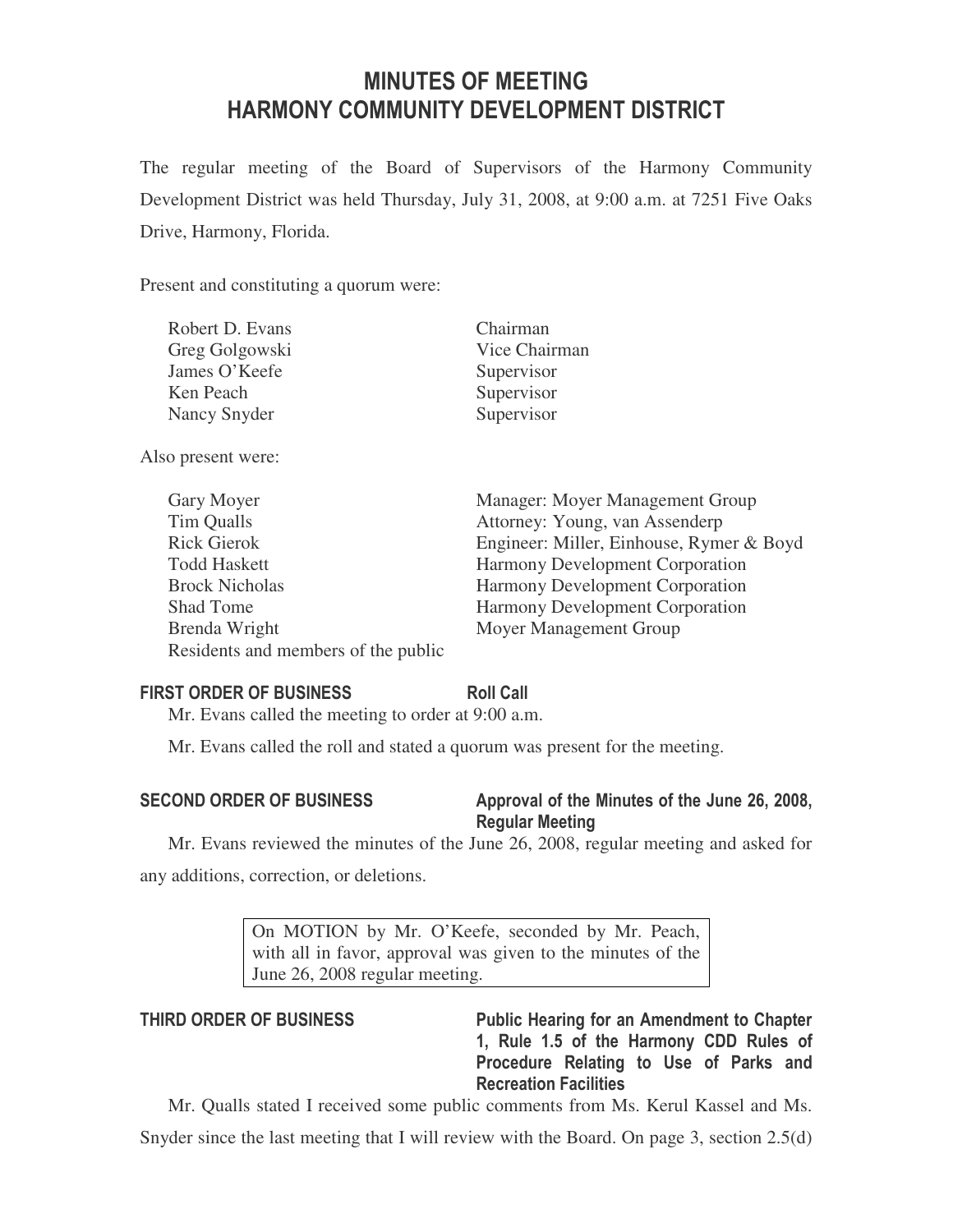# MINUTES OF MEETING
# HARMONY COMMUNITY DEVELOPMENT DISTRICT

The regular meeting of the Board of Supervisors of the Harmony Community Development District was held Thursday, July 31, 2008, at 9:00 a.m. at 7251 Five Oaks Drive, Harmony, Florida.

Present and constituting a quorum were:

| | |
|---|---|
| Robert D. Evans | Chairman |
| Greg Golgowski | Vice Chairman |
| James O'Keefe | Supervisor |
| Ken Peach | Supervisor |
| Nancy Snyder | Supervisor |

Also present were:

| | |
|---|---|
| Gary Moyer | Manager: Moyer Management Group |
| Tim Qualls | Attorney: Young, van Assenderp |
| Rick Gierok | Engineer: Miller, Einhouse, Rymer & Boyd |
| Todd Haskett | Harmony Development Corporation |
| Brock Nicholas | Harmony Development Corporation |
| Shad Tome | Harmony Development Corporation |
| Brenda Wright | Moyer Management Group |
| Residents and members of the public | |

**FIRST ORDER OF BUSINESS** **Roll Call**

Mr. Evans called the meeting to order at 9:00 a.m.

Mr. Evans called the roll and stated a quorum was present for the meeting.

**SECOND ORDER OF BUSINESS** **Approval of the Minutes of the June 26, 2008, Regular Meeting**

Mr. Evans reviewed the minutes of the June 26, 2008, regular meeting and asked for any additions, correction, or deletions.

> On MOTION by Mr. O'Keefe, seconded by Mr. Peach, with all in favor, approval was given to the minutes of the June 26, 2008 regular meeting.

**THIRD ORDER OF BUSINESS** **Public Hearing for an Amendment to Chapter 1, Rule 1.5 of the Harmony CDD Rules of Procedure Relating to Use of Parks and Recreation Facilities**

Mr. Qualls stated I received some public comments from Ms. Kerul Kassel and Ms. Snyder since the last meeting that I will review with the Board. On page 3, section 2.5(d)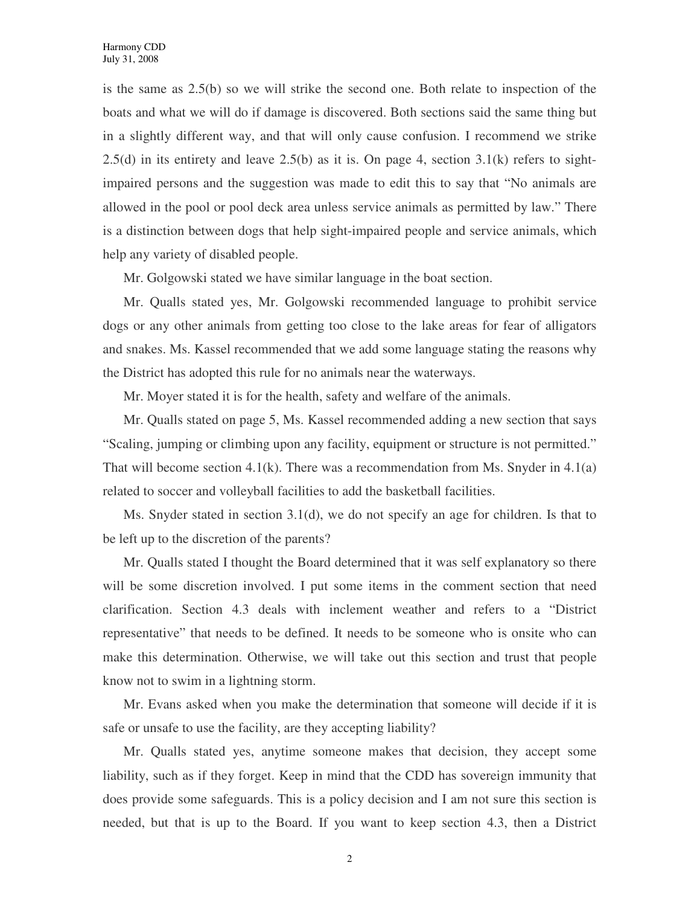is the same as 2.5(b) so we will strike the second one. Both relate to inspection of the boats and what we will do if damage is discovered. Both sections said the same thing but in a slightly different way, and that will only cause confusion. I recommend we strike 2.5(d) in its entirety and leave 2.5(b) as it is. On page 4, section 3.1(k) refers to sight-impaired persons and the suggestion was made to edit this to say that "No animals are allowed in the pool or pool deck area unless service animals as permitted by law." There is a distinction between dogs that help sight-impaired people and service animals, which help any variety of disabled people.

Mr. Golgowski stated we have similar language in the boat section.

Mr. Qualls stated yes, Mr. Golgowski recommended language to prohibit service dogs or any other animals from getting too close to the lake areas for fear of alligators and snakes. Ms. Kassel recommended that we add some language stating the reasons why the District has adopted this rule for no animals near the waterways.

Mr. Moyer stated it is for the health, safety and welfare of the animals.

Mr. Qualls stated on page 5, Ms. Kassel recommended adding a new section that says "Scaling, jumping or climbing upon any facility, equipment or structure is not permitted." That will become section 4.1(k). There was a recommendation from Ms. Snyder in 4.1(a) related to soccer and volleyball facilities to add the basketball facilities.

Ms. Snyder stated in section 3.1(d), we do not specify an age for children. Is that to be left up to the discretion of the parents?

Mr. Qualls stated I thought the Board determined that it was self explanatory so there will be some discretion involved. I put some items in the comment section that need clarification. Section 4.3 deals with inclement weather and refers to a "District representative" that needs to be defined. It needs to be someone who is onsite who can make this determination. Otherwise, we will take out this section and trust that people know not to swim in a lightning storm.

Mr. Evans asked when you make the determination that someone will decide if it is safe or unsafe to use the facility, are they accepting liability?

Mr. Qualls stated yes, anytime someone makes that decision, they accept some liability, such as if they forget. Keep in mind that the CDD has sovereign immunity that does provide some safeguards. This is a policy decision and I am not sure this section is needed, but that is up to the Board. If you want to keep section 4.3, then a District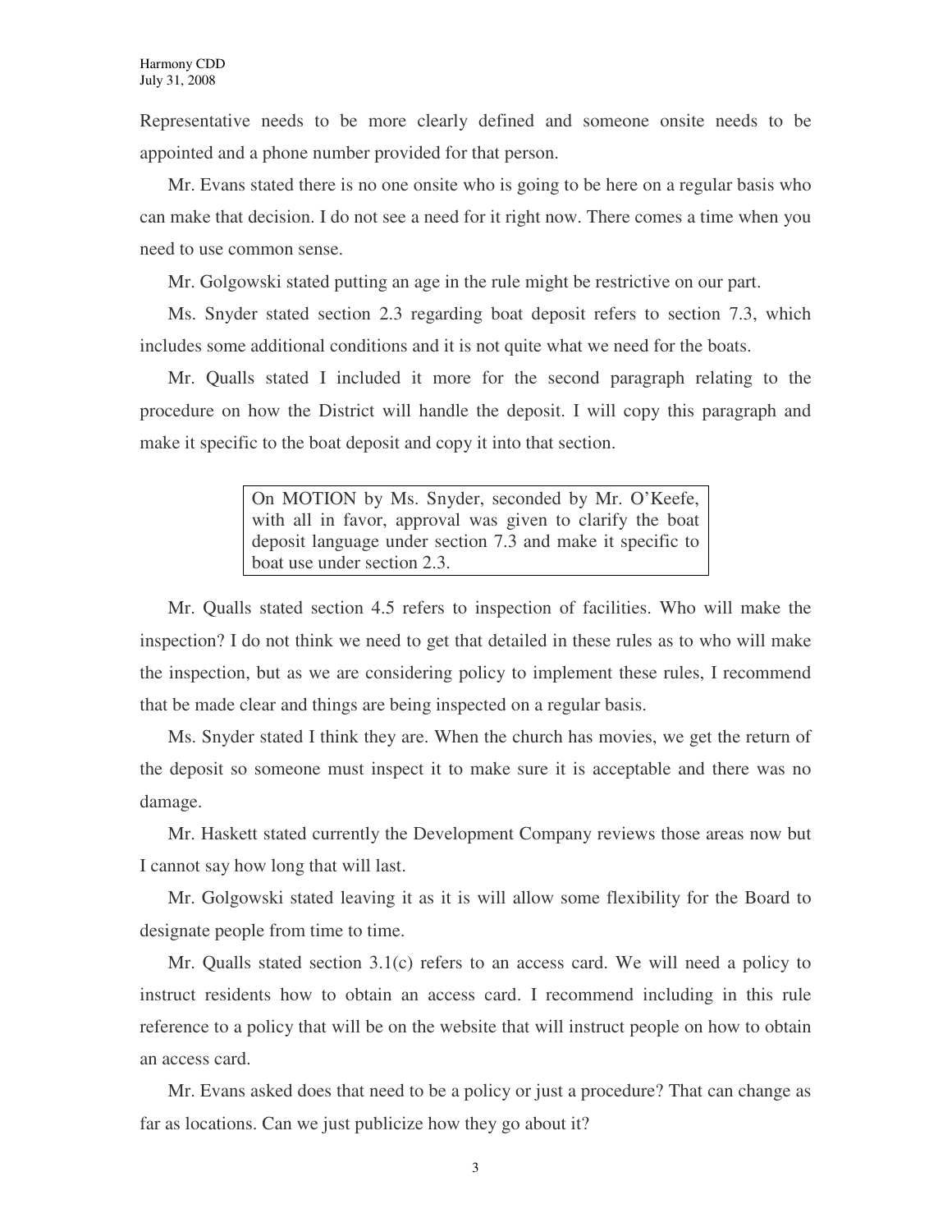Representative needs to be more clearly defined and someone onsite needs to be appointed and a phone number provided for that person.

Mr. Evans stated there is no one onsite who is going to be here on a regular basis who can make that decision. I do not see a need for it right now. There comes a time when you need to use common sense.

Mr. Golgowski stated putting an age in the rule might be restrictive on our part.

Ms. Snyder stated section 2.3 regarding boat deposit refers to section 7.3, which includes some additional conditions and it is not quite what we need for the boats.

Mr. Qualls stated I included it more for the second paragraph relating to the procedure on how the District will handle the deposit. I will copy this paragraph and make it specific to the boat deposit and copy it into that section.

> On MOTION by Ms. Snyder, seconded by Mr. O'Keefe, with all in favor, approval was given to clarify the boat deposit language under section 7.3 and make it specific to boat use under section 2.3.

Mr. Qualls stated section 4.5 refers to inspection of facilities. Who will make the inspection? I do not think we need to get that detailed in these rules as to who will make the inspection, but as we are considering policy to implement these rules, I recommend that be made clear and things are being inspected on a regular basis.

Ms. Snyder stated I think they are. When the church has movies, we get the return of the deposit so someone must inspect it to make sure it is acceptable and there was no damage.

Mr. Haskett stated currently the Development Company reviews those areas now but I cannot say how long that will last.

Mr. Golgowski stated leaving it as it is will allow some flexibility for the Board to designate people from time to time.

Mr. Qualls stated section 3.1(c) refers to an access card. We will need a policy to instruct residents how to obtain an access card. I recommend including in this rule reference to a policy that will be on the website that will instruct people on how to obtain an access card.

Mr. Evans asked does that need to be a policy or just a procedure? That can change as far as locations. Can we just publicize how they go about it?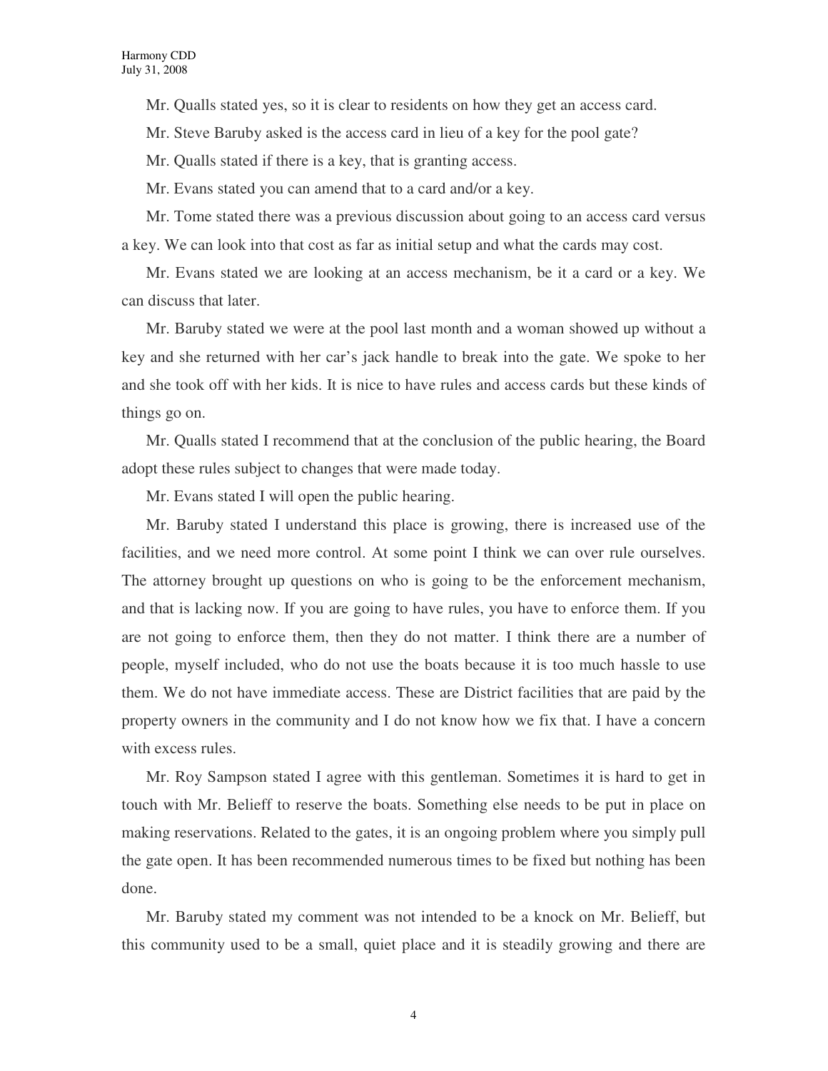Mr. Qualls stated yes, so it is clear to residents on how they get an access card.

Mr. Steve Baruby asked is the access card in lieu of a key for the pool gate?

Mr. Qualls stated if there is a key, that is granting access.

Mr. Evans stated you can amend that to a card and/or a key.

Mr. Tome stated there was a previous discussion about going to an access card versus a key. We can look into that cost as far as initial setup and what the cards may cost.

Mr. Evans stated we are looking at an access mechanism, be it a card or a key. We can discuss that later.

Mr. Baruby stated we were at the pool last month and a woman showed up without a key and she returned with her car's jack handle to break into the gate. We spoke to her and she took off with her kids. It is nice to have rules and access cards but these kinds of things go on.

Mr. Qualls stated I recommend that at the conclusion of the public hearing, the Board adopt these rules subject to changes that were made today.

Mr. Evans stated I will open the public hearing.

Mr. Baruby stated I understand this place is growing, there is increased use of the facilities, and we need more control. At some point I think we can over rule ourselves. The attorney brought up questions on who is going to be the enforcement mechanism, and that is lacking now. If you are going to have rules, you have to enforce them. If you are not going to enforce them, then they do not matter. I think there are a number of people, myself included, who do not use the boats because it is too much hassle to use them. We do not have immediate access. These are District facilities that are paid by the property owners in the community and I do not know how we fix that. I have a concern with excess rules.

Mr. Roy Sampson stated I agree with this gentleman. Sometimes it is hard to get in touch with Mr. Belieff to reserve the boats. Something else needs to be put in place on making reservations. Related to the gates, it is an ongoing problem where you simply pull the gate open. It has been recommended numerous times to be fixed but nothing has been done.

Mr. Baruby stated my comment was not intended to be a knock on Mr. Belieff, but this community used to be a small, quiet place and it is steadily growing and there are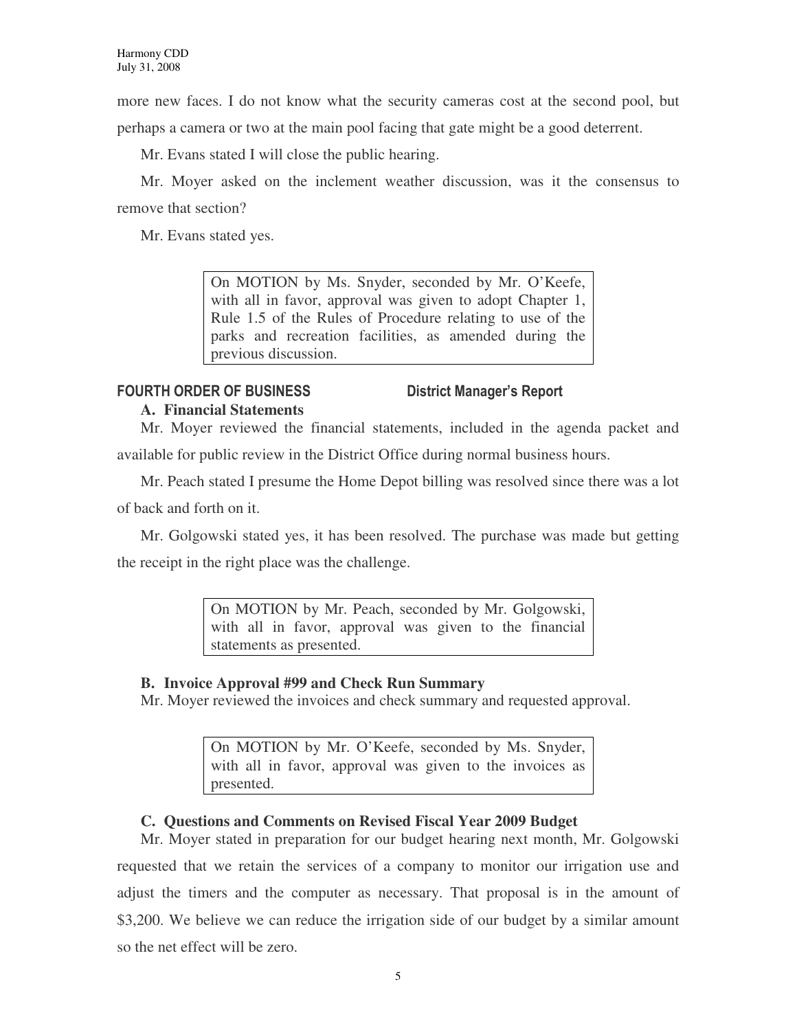more new faces. I do not know what the security cameras cost at the second pool, but perhaps a camera or two at the main pool facing that gate might be a good deterrent.

Mr. Evans stated I will close the public hearing.

Mr. Moyer asked on the inclement weather discussion, was it the consensus to remove that section?

Mr. Evans stated yes.

> On MOTION by Ms. Snyder, seconded by Mr. O'Keefe, with all in favor, approval was given to adopt Chapter 1, Rule 1.5 of the Rules of Procedure relating to use of the parks and recreation facilities, as amended during the previous discussion.

## FOURTH ORDER OF BUSINESS District Manager's Report

### A. Financial Statements

Mr. Moyer reviewed the financial statements, included in the agenda packet and available for public review in the District Office during normal business hours.

Mr. Peach stated I presume the Home Depot billing was resolved since there was a lot of back and forth on it.

Mr. Golgowski stated yes, it has been resolved. The purchase was made but getting the receipt in the right place was the challenge.

> On MOTION by Mr. Peach, seconded by Mr. Golgowski, with all in favor, approval was given to the financial statements as presented.

### B. Invoice Approval #99 and Check Run Summary

Mr. Moyer reviewed the invoices and check summary and requested approval.

> On MOTION by Mr. O'Keefe, seconded by Ms. Snyder, with all in favor, approval was given to the invoices as presented.

### C. Questions and Comments on Revised Fiscal Year 2009 Budget

Mr. Moyer stated in preparation for our budget hearing next month, Mr. Golgowski requested that we retain the services of a company to monitor our irrigation use and adjust the timers and the computer as necessary. That proposal is in the amount of $3,200. We believe we can reduce the irrigation side of our budget by a similar amount so the net effect will be zero.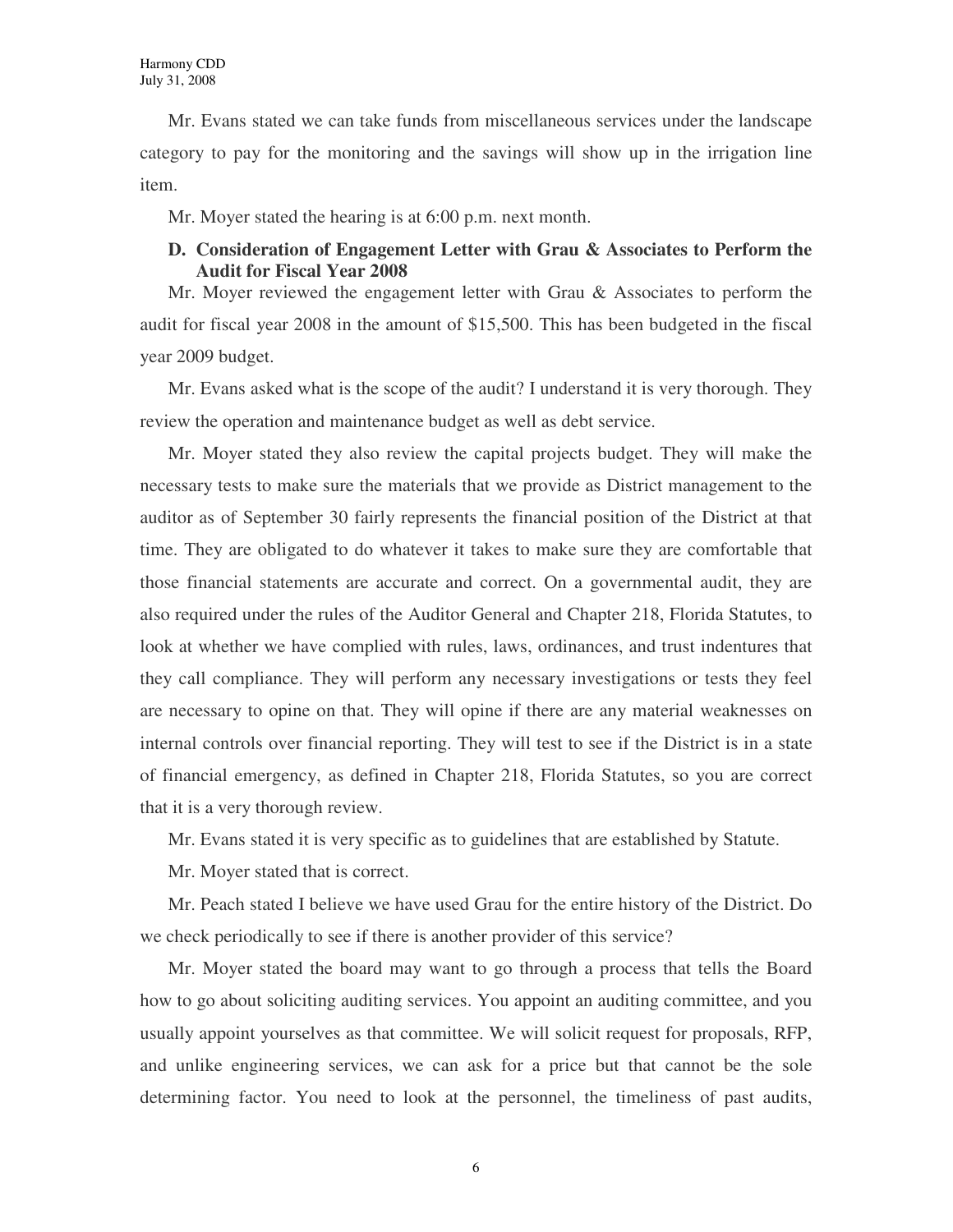Mr. Evans stated we can take funds from miscellaneous services under the landscape category to pay for the monitoring and the savings will show up in the irrigation line item.

Mr. Moyer stated the hearing is at 6:00 p.m. next month.

**D. Consideration of Engagement Letter with Grau & Associates to Perform the Audit for Fiscal Year 2008**

Mr. Moyer reviewed the engagement letter with Grau & Associates to perform the audit for fiscal year 2008 in the amount of $15,500. This has been budgeted in the fiscal year 2009 budget.

Mr. Evans asked what is the scope of the audit? I understand it is very thorough. They review the operation and maintenance budget as well as debt service.

Mr. Moyer stated they also review the capital projects budget. They will make the necessary tests to make sure the materials that we provide as District management to the auditor as of September 30 fairly represents the financial position of the District at that time. They are obligated to do whatever it takes to make sure they are comfortable that those financial statements are accurate and correct. On a governmental audit, they are also required under the rules of the Auditor General and Chapter 218, Florida Statutes, to look at whether we have complied with rules, laws, ordinances, and trust indentures that they call compliance. They will perform any necessary investigations or tests they feel are necessary to opine on that. They will opine if there are any material weaknesses on internal controls over financial reporting. They will test to see if the District is in a state of financial emergency, as defined in Chapter 218, Florida Statutes, so you are correct that it is a very thorough review.

Mr. Evans stated it is very specific as to guidelines that are established by Statute.

Mr. Moyer stated that is correct.

Mr. Peach stated I believe we have used Grau for the entire history of the District. Do we check periodically to see if there is another provider of this service?

Mr. Moyer stated the board may want to go through a process that tells the Board how to go about soliciting auditing services. You appoint an auditing committee, and you usually appoint yourselves as that committee. We will solicit request for proposals, RFP, and unlike engineering services, we can ask for a price but that cannot be the sole determining factor. You need to look at the personnel, the timeliness of past audits,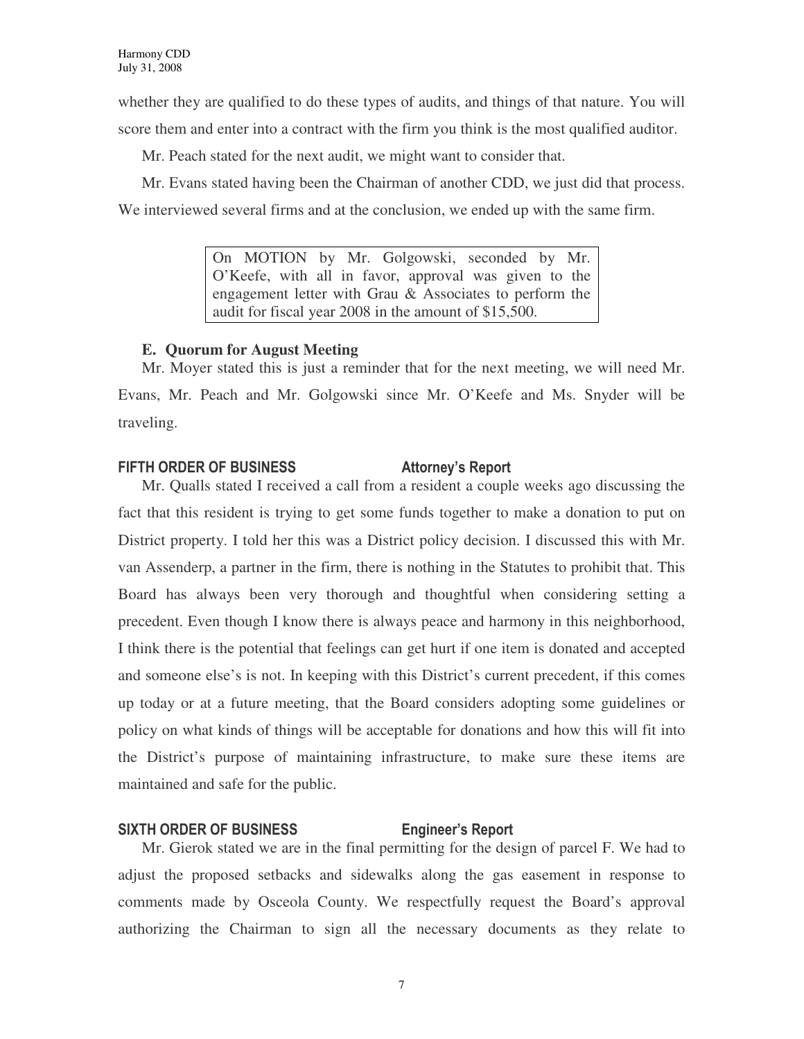whether they are qualified to do these types of audits, and things of that nature. You will score them and enter into a contract with the firm you think is the most qualified auditor.

Mr. Peach stated for the next audit, we might want to consider that.

Mr. Evans stated having been the Chairman of another CDD, we just did that process. We interviewed several firms and at the conclusion, we ended up with the same firm.

> On MOTION by Mr. Golgowski, seconded by Mr. O'Keefe, with all in favor, approval was given to the engagement letter with Grau & Associates to perform the audit for fiscal year 2008 in the amount of $15,500.

**E. Quorum for August Meeting**

Mr. Moyer stated this is just a reminder that for the next meeting, we will need Mr. Evans, Mr. Peach and Mr. Golgowski since Mr. O'Keefe and Ms. Snyder will be traveling.

## FIFTH ORDER OF BUSINESS — Attorney's Report

Mr. Qualls stated I received a call from a resident a couple weeks ago discussing the fact that this resident is trying to get some funds together to make a donation to put on District property. I told her this was a District policy decision. I discussed this with Mr. van Assenderp, a partner in the firm, there is nothing in the Statutes to prohibit that. This Board has always been very thorough and thoughtful when considering setting a precedent. Even though I know there is always peace and harmony in this neighborhood, I think there is the potential that feelings can get hurt if one item is donated and accepted and someone else's is not. In keeping with this District's current precedent, if this comes up today or at a future meeting, that the Board considers adopting some guidelines or policy on what kinds of things will be acceptable for donations and how this will fit into the District's purpose of maintaining infrastructure, to make sure these items are maintained and safe for the public.

## SIXTH ORDER OF BUSINESS — Engineer's Report

Mr. Gierok stated we are in the final permitting for the design of parcel F. We had to adjust the proposed setbacks and sidewalks along the gas easement in response to comments made by Osceola County. We respectfully request the Board's approval authorizing the Chairman to sign all the necessary documents as they relate to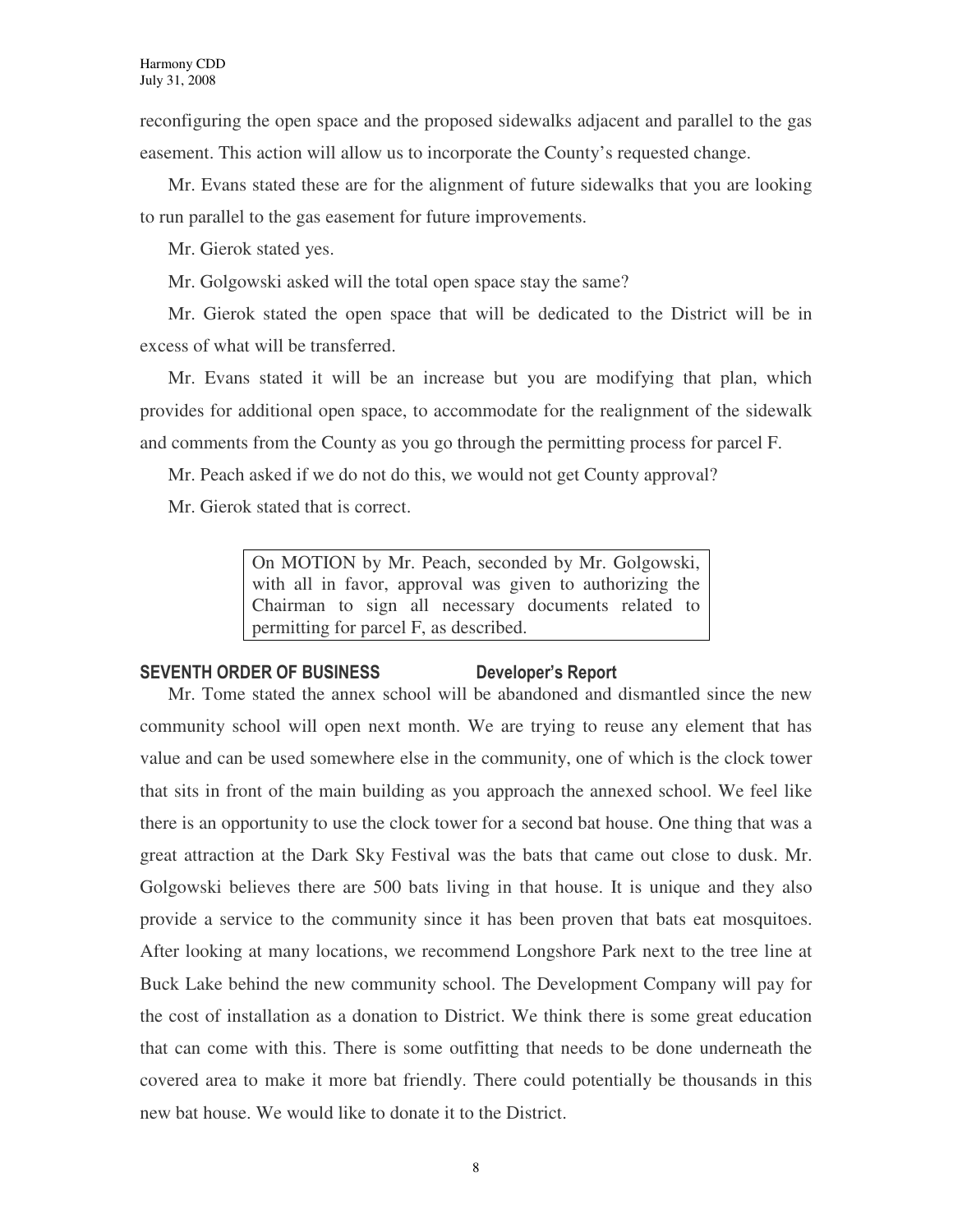reconfiguring the open space and the proposed sidewalks adjacent and parallel to the gas easement. This action will allow us to incorporate the County's requested change.

Mr. Evans stated these are for the alignment of future sidewalks that you are looking to run parallel to the gas easement for future improvements.

Mr. Gierok stated yes.

Mr. Golgowski asked will the total open space stay the same?

Mr. Gierok stated the open space that will be dedicated to the District will be in excess of what will be transferred.

Mr. Evans stated it will be an increase but you are modifying that plan, which provides for additional open space, to accommodate for the realignment of the sidewalk and comments from the County as you go through the permitting process for parcel F.

Mr. Peach asked if we do not do this, we would not get County approval?

Mr. Gierok stated that is correct.

> On MOTION by Mr. Peach, seconded by Mr. Golgowski, with all in favor, approval was given to authorizing the Chairman to sign all necessary documents related to permitting for parcel F, as described.

## SEVENTH ORDER OF BUSINESS — Developer's Report

Mr. Tome stated the annex school will be abandoned and dismantled since the new community school will open next month. We are trying to reuse any element that has value and can be used somewhere else in the community, one of which is the clock tower that sits in front of the main building as you approach the annexed school. We feel like there is an opportunity to use the clock tower for a second bat house. One thing that was a great attraction at the Dark Sky Festival was the bats that came out close to dusk. Mr. Golgowski believes there are 500 bats living in that house. It is unique and they also provide a service to the community since it has been proven that bats eat mosquitoes. After looking at many locations, we recommend Longshore Park next to the tree line at Buck Lake behind the new community school. The Development Company will pay for the cost of installation as a donation to District. We think there is some great education that can come with this. There is some outfitting that needs to be done underneath the covered area to make it more bat friendly. There could potentially be thousands in this new bat house. We would like to donate it to the District.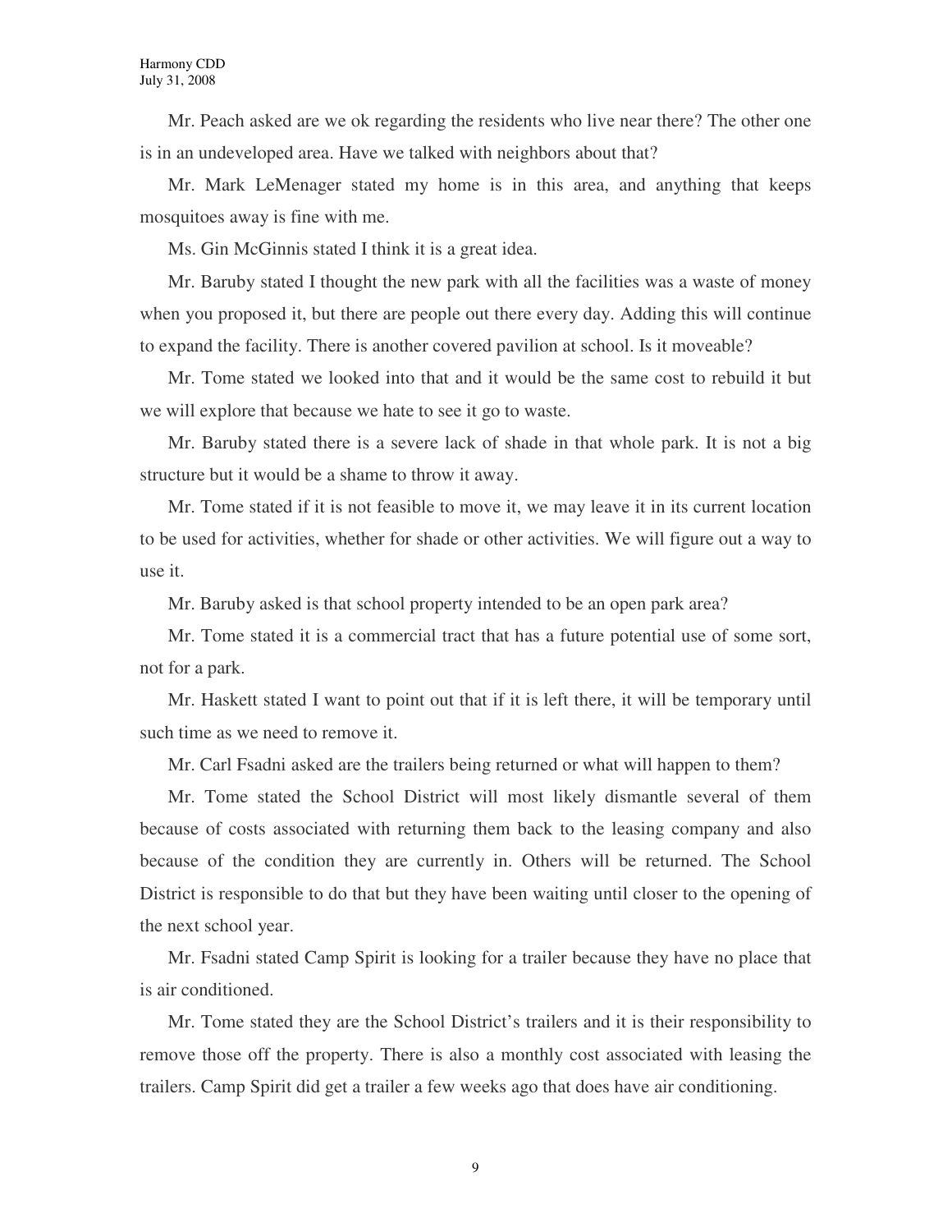Mr. Peach asked are we ok regarding the residents who live near there? The other one is in an undeveloped area. Have we talked with neighbors about that?

Mr. Mark LeMenager stated my home is in this area, and anything that keeps mosquitoes away is fine with me.

Ms. Gin McGinnis stated I think it is a great idea.

Mr. Baruby stated I thought the new park with all the facilities was a waste of money when you proposed it, but there are people out there every day. Adding this will continue to expand the facility. There is another covered pavilion at school. Is it moveable?

Mr. Tome stated we looked into that and it would be the same cost to rebuild it but we will explore that because we hate to see it go to waste.

Mr. Baruby stated there is a severe lack of shade in that whole park. It is not a big structure but it would be a shame to throw it away.

Mr. Tome stated if it is not feasible to move it, we may leave it in its current location to be used for activities, whether for shade or other activities. We will figure out a way to use it.

Mr. Baruby asked is that school property intended to be an open park area?

Mr. Tome stated it is a commercial tract that has a future potential use of some sort, not for a park.

Mr. Haskett stated I want to point out that if it is left there, it will be temporary until such time as we need to remove it.

Mr. Carl Fsadni asked are the trailers being returned or what will happen to them?

Mr. Tome stated the School District will most likely dismantle several of them because of costs associated with returning them back to the leasing company and also because of the condition they are currently in. Others will be returned. The School District is responsible to do that but they have been waiting until closer to the opening of the next school year.

Mr. Fsadni stated Camp Spirit is looking for a trailer because they have no place that is air conditioned.

Mr. Tome stated they are the School District's trailers and it is their responsibility to remove those off the property. There is also a monthly cost associated with leasing the trailers. Camp Spirit did get a trailer a few weeks ago that does have air conditioning.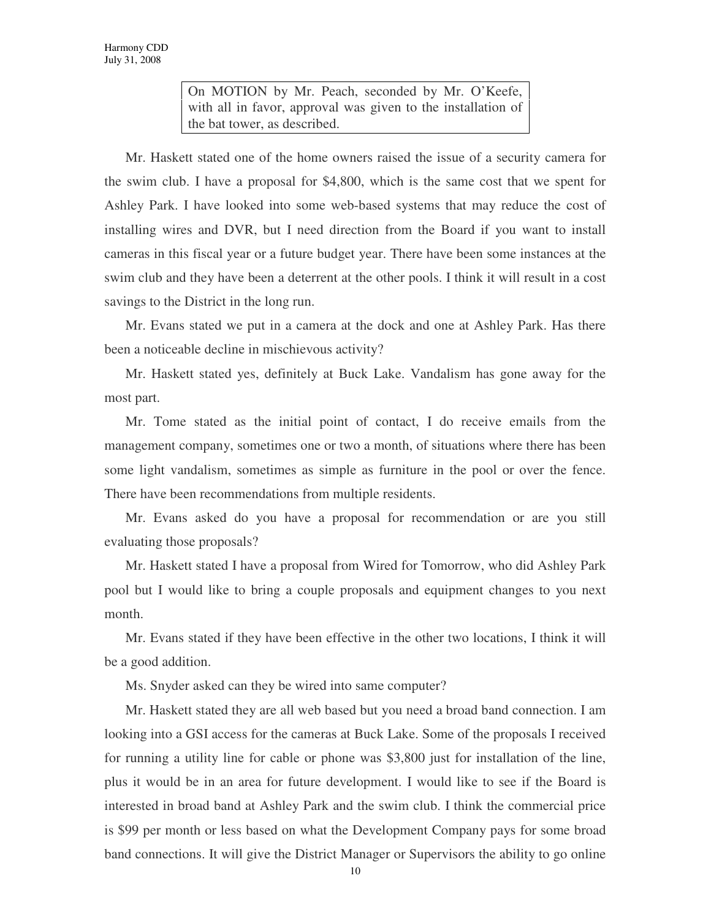> On MOTION by Mr. Peach, seconded by Mr. O'Keefe, with all in favor, approval was given to the installation of the bat tower, as described.

Mr. Haskett stated one of the home owners raised the issue of a security camera for the swim club. I have a proposal for $4,800, which is the same cost that we spent for Ashley Park. I have looked into some web-based systems that may reduce the cost of installing wires and DVR, but I need direction from the Board if you want to install cameras in this fiscal year or a future budget year. There have been some instances at the swim club and they have been a deterrent at the other pools. I think it will result in a cost savings to the District in the long run.

Mr. Evans stated we put in a camera at the dock and one at Ashley Park. Has there been a noticeable decline in mischievous activity?

Mr. Haskett stated yes, definitely at Buck Lake. Vandalism has gone away for the most part.

Mr. Tome stated as the initial point of contact, I do receive emails from the management company, sometimes one or two a month, of situations where there has been some light vandalism, sometimes as simple as furniture in the pool or over the fence. There have been recommendations from multiple residents.

Mr. Evans asked do you have a proposal for recommendation or are you still evaluating those proposals?

Mr. Haskett stated I have a proposal from Wired for Tomorrow, who did Ashley Park pool but I would like to bring a couple proposals and equipment changes to you next month.

Mr. Evans stated if they have been effective in the other two locations, I think it will be a good addition.

Ms. Snyder asked can they be wired into same computer?

Mr. Haskett stated they are all web based but you need a broad band connection. I am looking into a GSI access for the cameras at Buck Lake. Some of the proposals I received for running a utility line for cable or phone was $3,800 just for installation of the line, plus it would be in an area for future development. I would like to see if the Board is interested in broad band at Ashley Park and the swim club. I think the commercial price is $99 per month or less based on what the Development Company pays for some broad band connections. It will give the District Manager or Supervisors the ability to go online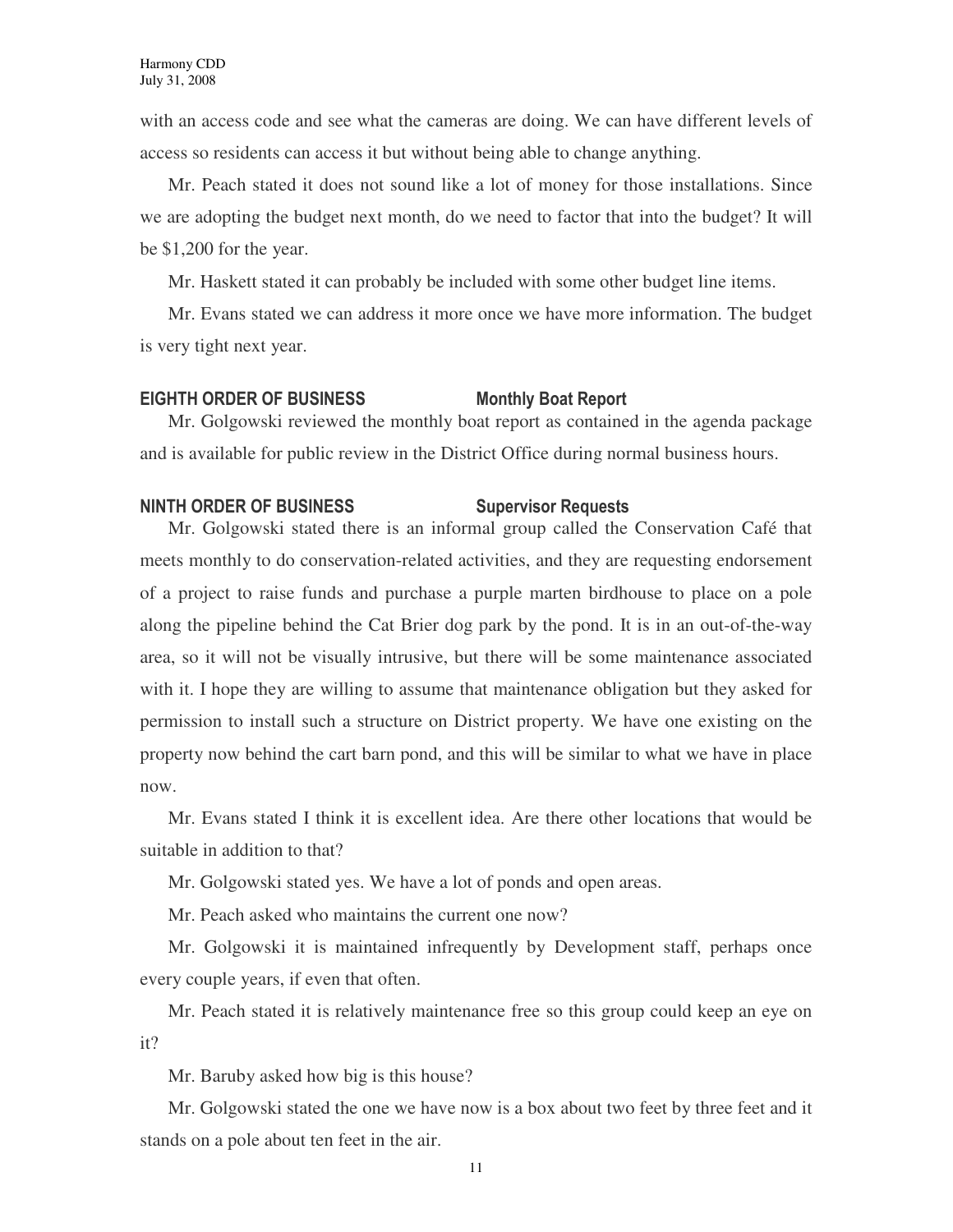with an access code and see what the cameras are doing. We can have different levels of access so residents can access it but without being able to change anything.

Mr. Peach stated it does not sound like a lot of money for those installations. Since we are adopting the budget next month, do we need to factor that into the budget? It will be $1,200 for the year.

Mr. Haskett stated it can probably be included with some other budget line items.

Mr. Evans stated we can address it more once we have more information. The budget is very tight next year.

## EIGHTH ORDER OF BUSINESS Monthly Boat Report

Mr. Golgowski reviewed the monthly boat report as contained in the agenda package and is available for public review in the District Office during normal business hours.

## NINTH ORDER OF BUSINESS Supervisor Requests

Mr. Golgowski stated there is an informal group called the Conservation Café that meets monthly to do conservation-related activities, and they are requesting endorsement of a project to raise funds and purchase a purple marten birdhouse to place on a pole along the pipeline behind the Cat Brier dog park by the pond. It is in an out-of-the-way area, so it will not be visually intrusive, but there will be some maintenance associated with it. I hope they are willing to assume that maintenance obligation but they asked for permission to install such a structure on District property. We have one existing on the property now behind the cart barn pond, and this will be similar to what we have in place now.

Mr. Evans stated I think it is excellent idea. Are there other locations that would be suitable in addition to that?

Mr. Golgowski stated yes. We have a lot of ponds and open areas.

Mr. Peach asked who maintains the current one now?

Mr. Golgowski it is maintained infrequently by Development staff, perhaps once every couple years, if even that often.

Mr. Peach stated it is relatively maintenance free so this group could keep an eye on it?

Mr. Baruby asked how big is this house?

Mr. Golgowski stated the one we have now is a box about two feet by three feet and it stands on a pole about ten feet in the air.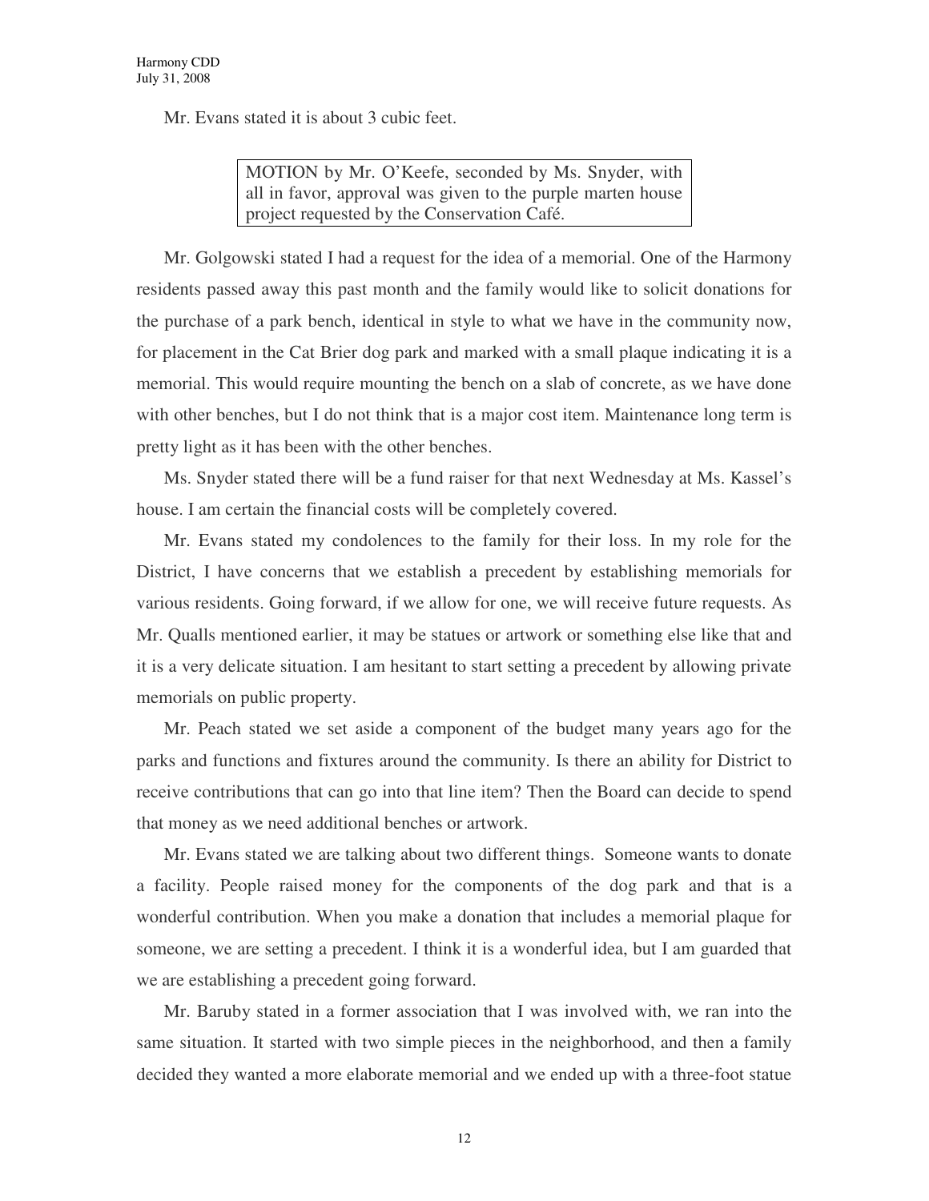Mr. Evans stated it is about 3 cubic feet.

> MOTION by Mr. O'Keefe, seconded by Ms. Snyder, with all in favor, approval was given to the purple marten house project requested by the Conservation Café.

Mr. Golgowski stated I had a request for the idea of a memorial. One of the Harmony residents passed away this past month and the family would like to solicit donations for the purchase of a park bench, identical in style to what we have in the community now, for placement in the Cat Brier dog park and marked with a small plaque indicating it is a memorial. This would require mounting the bench on a slab of concrete, as we have done with other benches, but I do not think that is a major cost item. Maintenance long term is pretty light as it has been with the other benches.

Ms. Snyder stated there will be a fund raiser for that next Wednesday at Ms. Kassel's house. I am certain the financial costs will be completely covered.

Mr. Evans stated my condolences to the family for their loss. In my role for the District, I have concerns that we establish a precedent by establishing memorials for various residents. Going forward, if we allow for one, we will receive future requests. As Mr. Qualls mentioned earlier, it may be statues or artwork or something else like that and it is a very delicate situation. I am hesitant to start setting a precedent by allowing private memorials on public property.

Mr. Peach stated we set aside a component of the budget many years ago for the parks and functions and fixtures around the community. Is there an ability for District to receive contributions that can go into that line item? Then the Board can decide to spend that money as we need additional benches or artwork.

Mr. Evans stated we are talking about two different things. Someone wants to donate a facility. People raised money for the components of the dog park and that is a wonderful contribution. When you make a donation that includes a memorial plaque for someone, we are setting a precedent. I think it is a wonderful idea, but I am guarded that we are establishing a precedent going forward.

Mr. Baruby stated in a former association that I was involved with, we ran into the same situation. It started with two simple pieces in the neighborhood, and then a family decided they wanted a more elaborate memorial and we ended up with a three-foot statue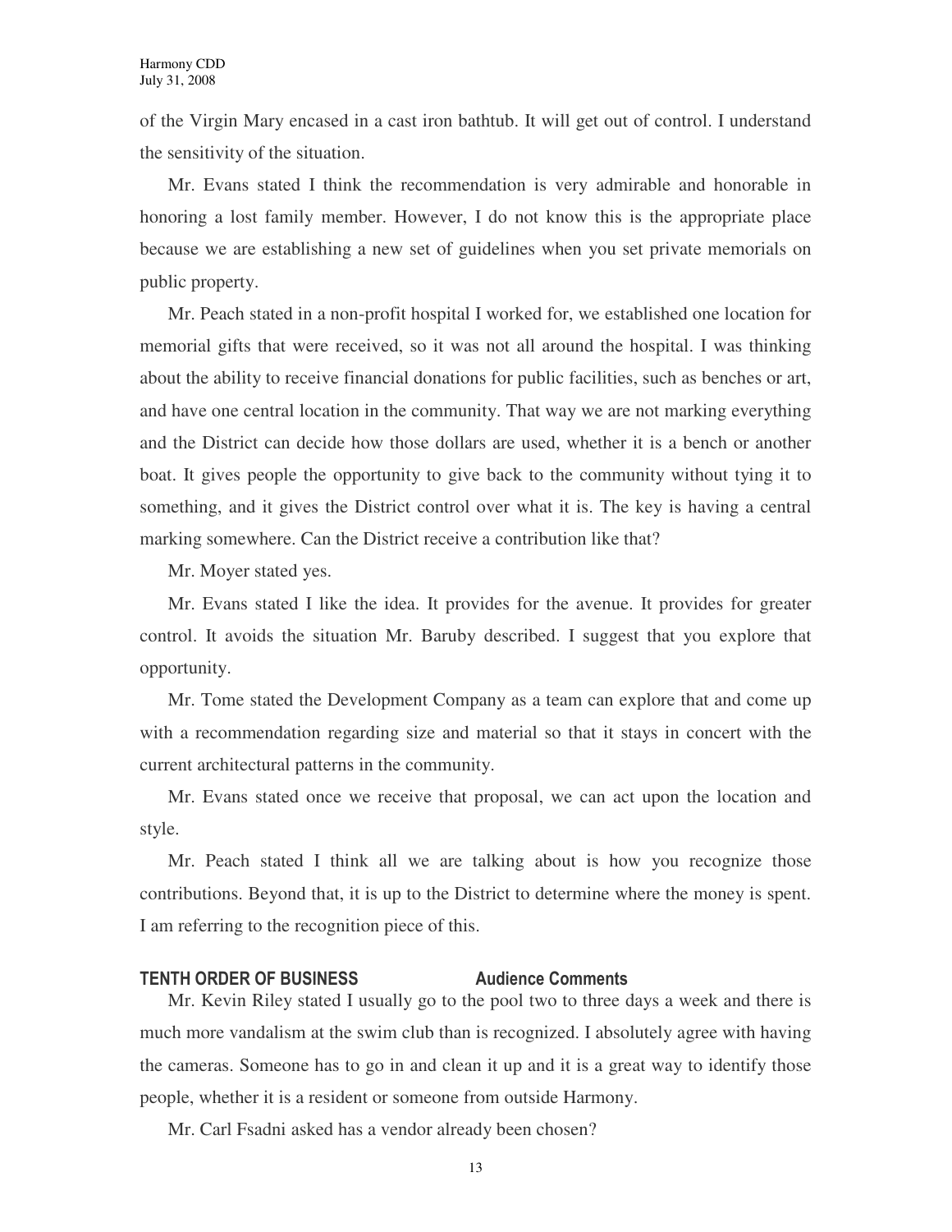of the Virgin Mary encased in a cast iron bathtub. It will get out of control. I understand the sensitivity of the situation.

Mr. Evans stated I think the recommendation is very admirable and honorable in honoring a lost family member. However, I do not know this is the appropriate place because we are establishing a new set of guidelines when you set private memorials on public property.

Mr. Peach stated in a non-profit hospital I worked for, we established one location for memorial gifts that were received, so it was not all around the hospital. I was thinking about the ability to receive financial donations for public facilities, such as benches or art, and have one central location in the community. That way we are not marking everything and the District can decide how those dollars are used, whether it is a bench or another boat. It gives people the opportunity to give back to the community without tying it to something, and it gives the District control over what it is. The key is having a central marking somewhere. Can the District receive a contribution like that?

Mr. Moyer stated yes.

Mr. Evans stated I like the idea. It provides for the avenue. It provides for greater control. It avoids the situation Mr. Baruby described. I suggest that you explore that opportunity.

Mr. Tome stated the Development Company as a team can explore that and come up with a recommendation regarding size and material so that it stays in concert with the current architectural patterns in the community.

Mr. Evans stated once we receive that proposal, we can act upon the location and style.

Mr. Peach stated I think all we are talking about is how you recognize those contributions. Beyond that, it is up to the District to determine where the money is spent. I am referring to the recognition piece of this.

**TENTH ORDER OF BUSINESS Audience Comments**

Mr. Kevin Riley stated I usually go to the pool two to three days a week and there is much more vandalism at the swim club than is recognized. I absolutely agree with having the cameras. Someone has to go in and clean it up and it is a great way to identify those people, whether it is a resident or someone from outside Harmony.

Mr. Carl Fsadni asked has a vendor already been chosen?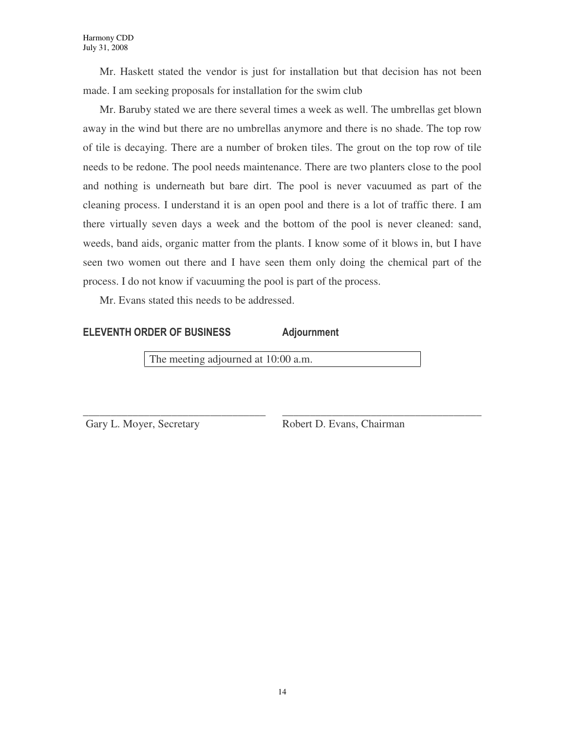Mr. Haskett stated the vendor is just for installation but that decision has not been made. I am seeking proposals for installation for the swim club

Mr. Baruby stated we are there several times a week as well. The umbrellas get blown away in the wind but there are no umbrellas anymore and there is no shade. The top row of tile is decaying. There are a number of broken tiles. The grout on the top row of tile needs to be redone. The pool needs maintenance. There are two planters close to the pool and nothing is underneath but bare dirt. The pool is never vacuumed as part of the cleaning process. I understand it is an open pool and there is a lot of traffic there. I am there virtually seven days a week and the bottom of the pool is never cleaned: sand, weeds, band aids, organic matter from the plants. I know some of it blows in, but I have seen two women out there and I have seen them only doing the chemical part of the process. I do not know if vacuuming the pool is part of the process.

Mr. Evans stated this needs to be addressed.

**ELEVENTH ORDER OF BUSINESS Adjournment**

The meeting adjourned at 10:00 a.m.

\_\_\_\_\_\_\_\_\_\_\_\_\_\_\_\_\_\_\_\_\_\_\_\_\_\_\_\_\_\_\_\_\_\_ \_\_\_\_\_\_\_\_\_\_\_\_\_\_\_\_\_\_\_\_\_\_\_\_\_\_\_\_\_\_\_\_\_\_\_\_\_

Gary L. Moyer, Secretary Robert D. Evans, Chairman